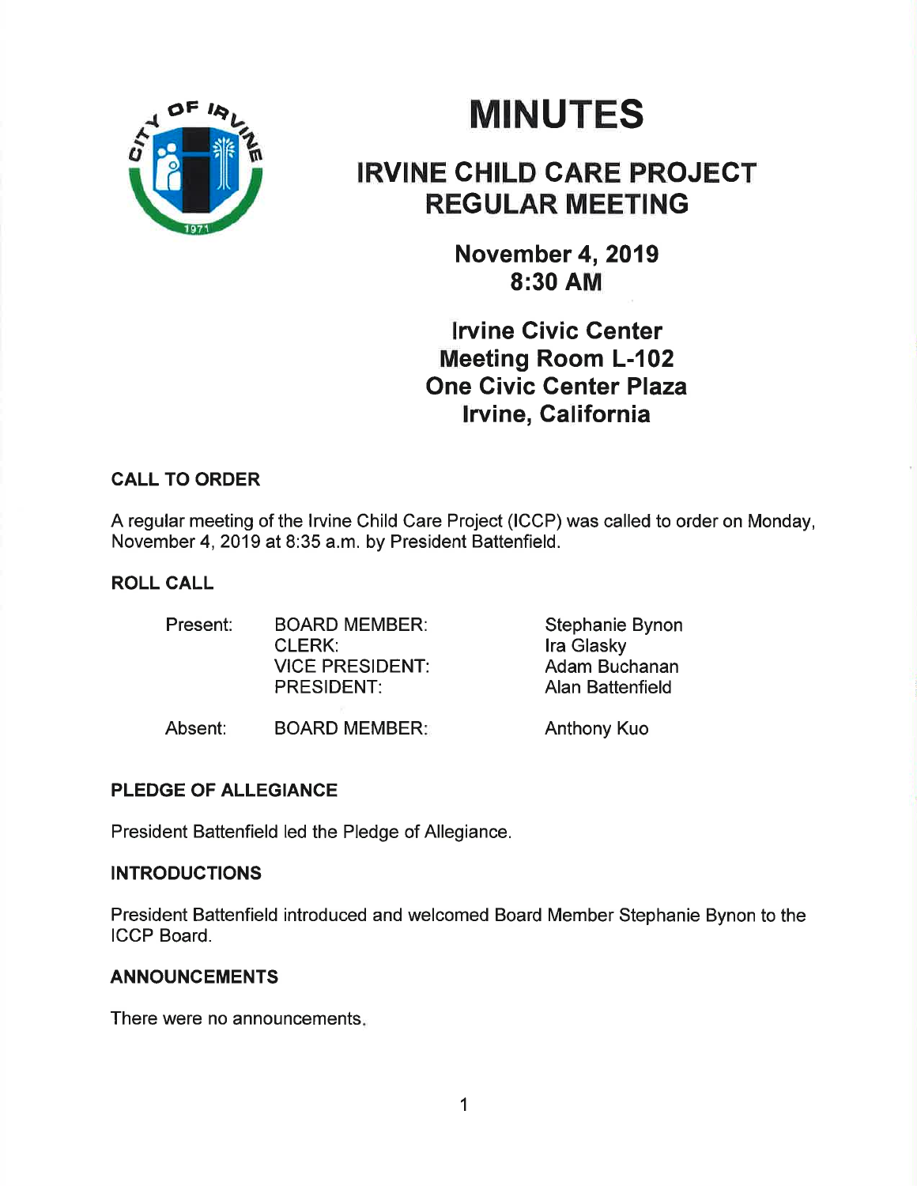# MINUTES

## IRVINE CHILD CARE PROJECT REGULAR MEETING

**November 4, 2019**
**8:30 AM**

**Irvine Civic Center**
**Meeting Room L-102**
**One Civic Center Plaza**
**Irvine, California**

### CALL TO ORDER

A regular meeting of the Irvine Child Care Project (ICCP) was called to order on Monday, November 4, 2019 at 8:35 a.m. by President Battenfield.

### ROLL CALL

| | | |
|---|---|---|
| Present: | BOARD MEMBER: | Stephanie Bynon |
| | CLERK: | Ira Glasky |
| | VICE PRESIDENT: | Adam Buchanan |
| | PRESIDENT: | Alan Battenfield |
| Absent: | BOARD MEMBER: | Anthony Kuo |

### PLEDGE OF ALLEGIANCE

President Battenfield led the Pledge of Allegiance.

### INTRODUCTIONS

President Battenfield introduced and welcomed Board Member Stephanie Bynon to the ICCP Board.

### ANNOUNCEMENTS

There were no announcements.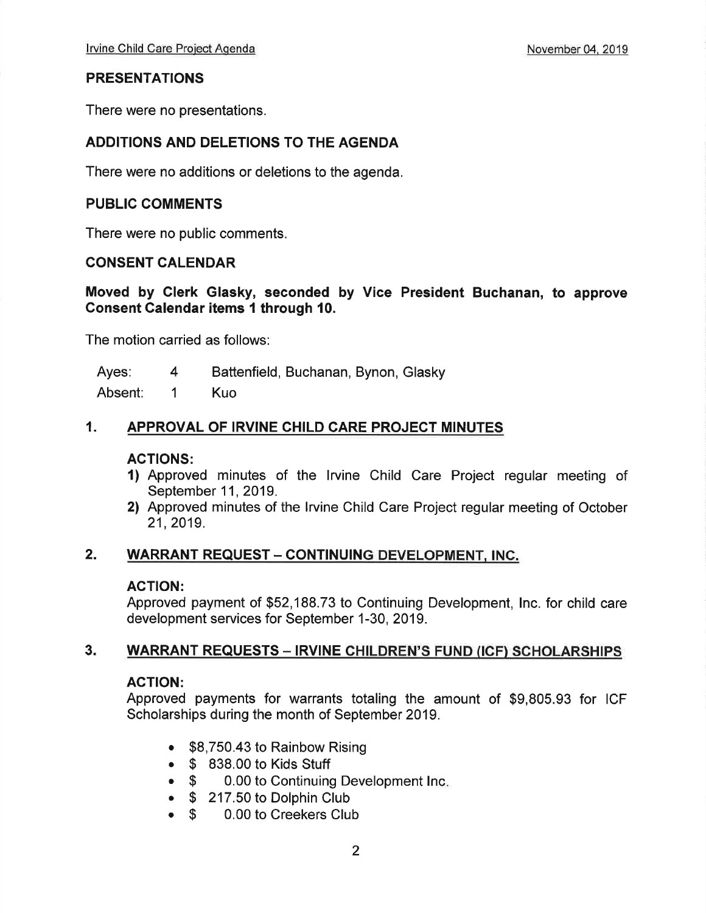## PRESENTATIONS

There were no presentations.

## ADDITIONS AND DELETIONS TO THE AGENDA

There were no additions or deletions to the agenda.

## PUBLIC COMMENTS

There were no public comments.

## CONSENT CALENDAR

**Moved by Clerk Glasky, seconded by Vice President Buchanan, to approve Consent Calendar items 1 through 10.**

The motion carried as follows:

| | | |
|---|---|---|
| Ayes: | 4 | Battenfield, Buchanan, Bynon, Glasky |
| Absent: | 1 | Kuo |

### 1. APPROVAL OF IRVINE CHILD CARE PROJECT MINUTES

**ACTIONS:**

**1)** Approved minutes of the Irvine Child Care Project regular meeting of September 11, 2019.

**2)** Approved minutes of the Irvine Child Care Project regular meeting of October 21, 2019.

### 2. WARRANT REQUEST – CONTINUING DEVELOPMENT, INC.

**ACTION:**

Approved payment of $52,188.73 to Continuing Development, Inc. for child care development services for September 1-30, 2019.

### 3. WARRANT REQUESTS – IRVINE CHILDREN'S FUND (ICF) SCHOLARSHIPS

**ACTION:**

Approved payments for warrants totaling the amount of $9,805.93 for ICF Scholarships during the month of September 2019.

- $8,750.43 to Rainbow Rising
- $ 838.00 to Kids Stuff
- $ 0.00 to Continuing Development Inc.
- $ 217.50 to Dolphin Club
- $ 0.00 to Creekers Club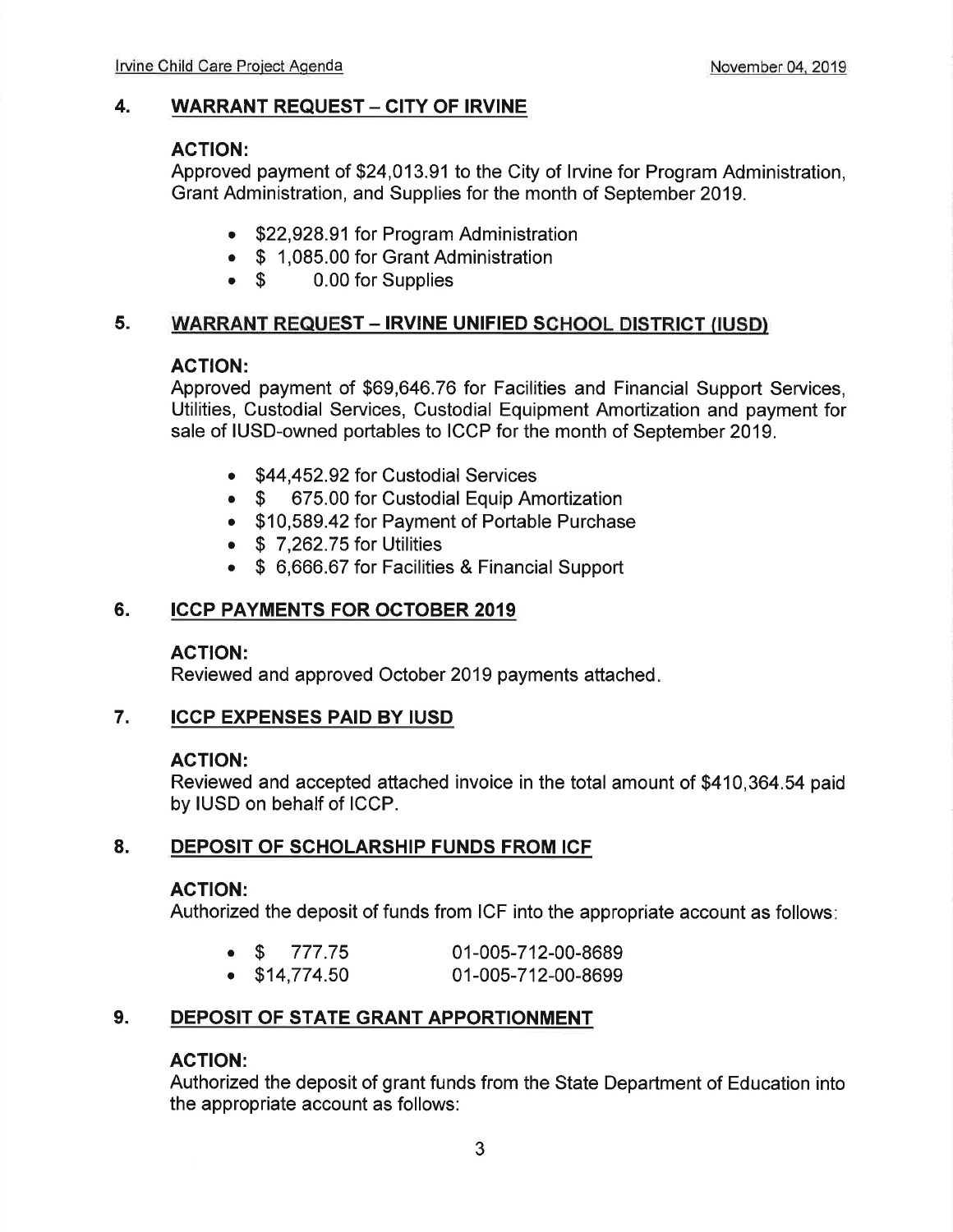## 4. WARRANT REQUEST – CITY OF IRVINE

**ACTION:**
Approved payment of $24,013.91 to the City of Irvine for Program Administration, Grant Administration, and Supplies for the month of September 2019.

- $22,928.91 for Program Administration
- $ 1,085.00 for Grant Administration
- $ 0.00 for Supplies

## 5. WARRANT REQUEST – IRVINE UNIFIED SCHOOL DISTRICT (IUSD)

**ACTION:**
Approved payment of $69,646.76 for Facilities and Financial Support Services, Utilities, Custodial Services, Custodial Equipment Amortization and payment for sale of IUSD-owned portables to ICCP for the month of September 2019.

- $44,452.92 for Custodial Services
- $ 675.00 for Custodial Equip Amortization
- $10,589.42 for Payment of Portable Purchase
- $ 7,262.75 for Utilities
- $ 6,666.67 for Facilities & Financial Support

## 6. ICCP PAYMENTS FOR OCTOBER 2019

**ACTION:**
Reviewed and approved October 2019 payments attached.

## 7. ICCP EXPENSES PAID BY IUSD

**ACTION:**
Reviewed and accepted attached invoice in the total amount of $410,364.54 paid by IUSD on behalf of ICCP.

## 8. DEPOSIT OF SCHOLARSHIP FUNDS FROM ICF

**ACTION:**
Authorized the deposit of funds from ICF into the appropriate account as follows:

- $ 777.75 — 01-005-712-00-8689
- $14,774.50 — 01-005-712-00-8699

## 9. DEPOSIT OF STATE GRANT APPORTIONMENT

**ACTION:**
Authorized the deposit of grant funds from the State Department of Education into the appropriate account as follows: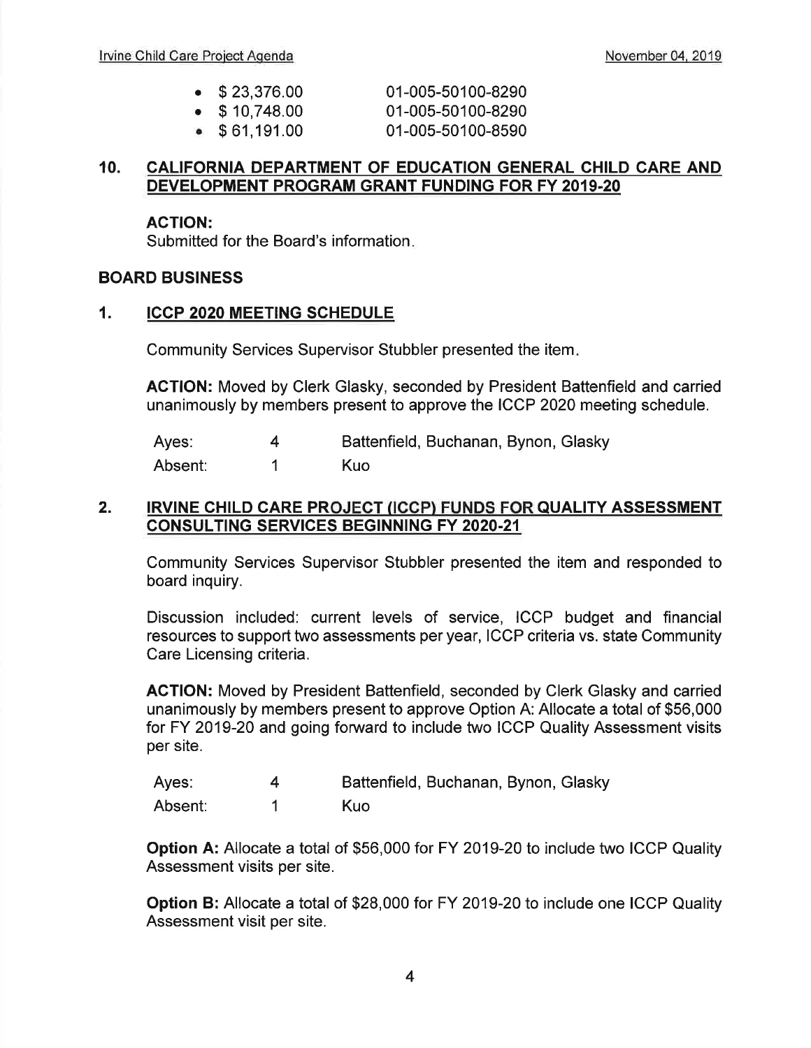- $ 23,376.00 01-005-50100-8290
- $ 10,748.00 01-005-50100-8290
- $ 61,191.00 01-005-50100-8590

## 10. CALIFORNIA DEPARTMENT OF EDUCATION GENERAL CHILD CARE AND DEVELOPMENT PROGRAM GRANT FUNDING FOR FY 2019-20

**ACTION:**
Submitted for the Board's information.

## BOARD BUSINESS

### 1. ICCP 2020 MEETING SCHEDULE

Community Services Supervisor Stubbler presented the item.

**ACTION:** Moved by Clerk Glasky, seconded by President Battenfield and carried unanimously by members present to approve the ICCP 2020 meeting schedule.

| | | |
|---|---|---|
| Ayes: | 4 | Battenfield, Buchanan, Bynon, Glasky |
| Absent: | 1 | Kuo |

### 2. IRVINE CHILD CARE PROJECT (ICCP) FUNDS FOR QUALITY ASSESSMENT CONSULTING SERVICES BEGINNING FY 2020-21

Community Services Supervisor Stubbler presented the item and responded to board inquiry.

Discussion included: current levels of service, ICCP budget and financial resources to support two assessments per year, ICCP criteria vs. state Community Care Licensing criteria.

**ACTION:** Moved by President Battenfield, seconded by Clerk Glasky and carried unanimously by members present to approve Option A: Allocate a total of $56,000 for FY 2019-20 and going forward to include two ICCP Quality Assessment visits per site.

| | | |
|---|---|---|
| Ayes: | 4 | Battenfield, Buchanan, Bynon, Glasky |
| Absent: | 1 | Kuo |

**Option A:** Allocate a total of $56,000 for FY 2019-20 to include two ICCP Quality Assessment visits per site.

**Option B:** Allocate a total of $28,000 for FY 2019-20 to include one ICCP Quality Assessment visit per site.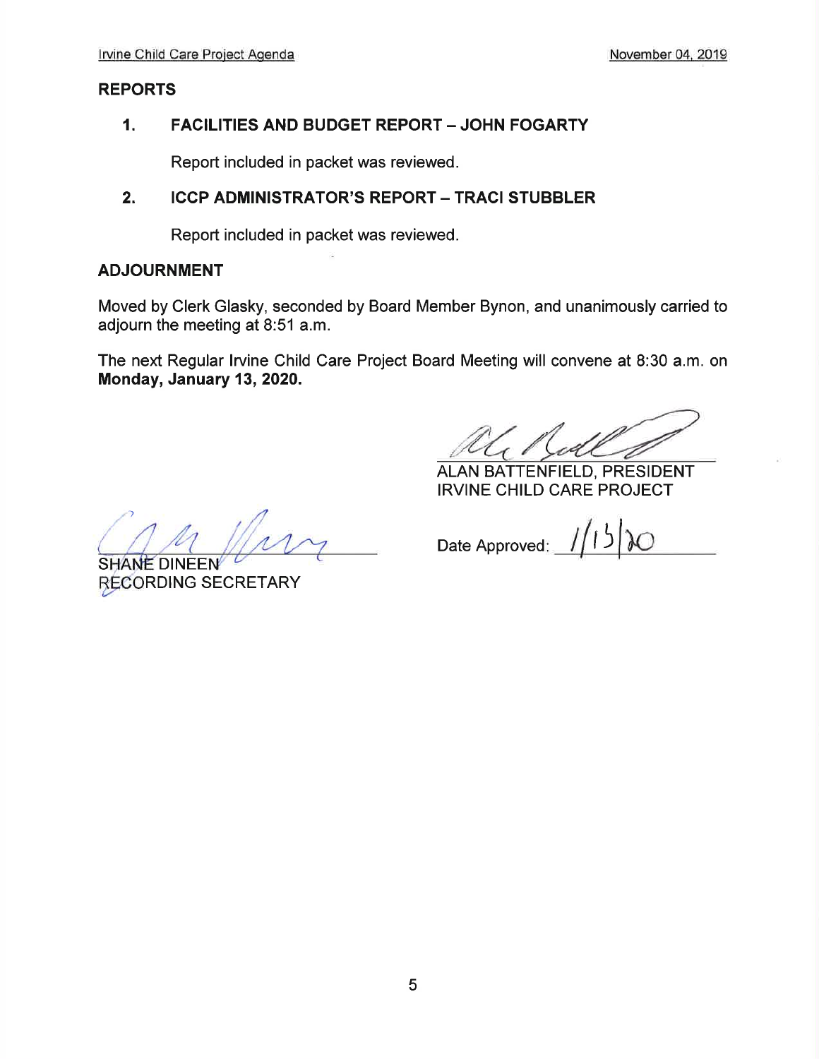## REPORTS

### 1. FACILITIES AND BUDGET REPORT – JOHN FOGARTY

Report included in packet was reviewed.

### 2. ICCP ADMINISTRATOR'S REPORT – TRACI STUBBLER

Report included in packet was reviewed.

## ADJOURNMENT

Moved by Clerk Glasky, seconded by Board Member Bynon, and unanimously carried to adjourn the meeting at 8:51 a.m.

The next Regular Irvine Child Care Project Board Meeting will convene at 8:30 a.m. on **Monday, January 13, 2020.**

ALAN BATTENFIELD, PRESIDENT
IRVINE CHILD CARE PROJECT

Date Approved: 1/13/20

SHANE DINEEN
RECORDING SECRETARY